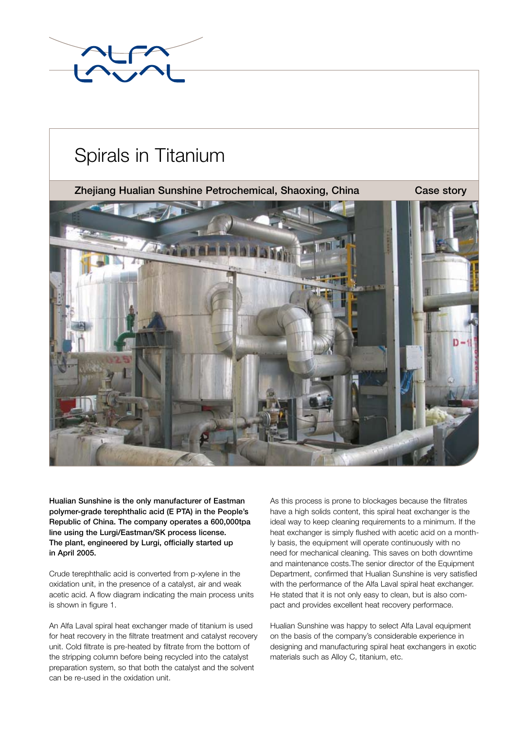# Spirals in Titanium

**Zhejiang Hualian Sunshine Petrochemical, Shaoxing, China** — **Case story**

**Hualian Sunshine is the only manufacturer of Eastman polymer-grade terephthalic acid (E PTA) in the People's Republic of China. The company operates a 600,000tpa line using the Lurgi/Eastman/SK process license. The plant, engineered by Lurgi, officially started up in April 2005.**

Crude terephthalic acid is converted from p-xylene in the oxidation unit, in the presence of a catalyst, air and weak acetic acid. A flow diagram indicating the main process units is shown in figure 1.

An Alfa Laval spiral heat exchanger made of titanium is used for heat recovery in the filtrate treatment and catalyst recovery unit. Cold filtrate is pre-heated by filtrate from the bottom of the stripping column before being recycled into the catalyst preparation system, so that both the catalyst and the solvent can be re-used in the oxidation unit.

As this process is prone to blockages because the filtrates have a high solids content, this spiral heat exchanger is the ideal way to keep cleaning requirements to a minimum. If the heat exchanger is simply flushed with acetic acid on a monthly basis, the equipment will operate continuously with no need for mechanical cleaning. This saves on both downtime and maintenance costs.The senior director of the Equipment Department, confirmed that Hualian Sunshine is very satisfied with the performance of the Alfa Laval spiral heat exchanger. He stated that it is not only easy to clean, but is also compact and provides excellent heat recovery performace.

Hualian Sunshine was happy to select Alfa Laval equipment on the basis of the company's considerable experience in designing and manufacturing spiral heat exchangers in exotic materials such as Alloy C, titanium, etc.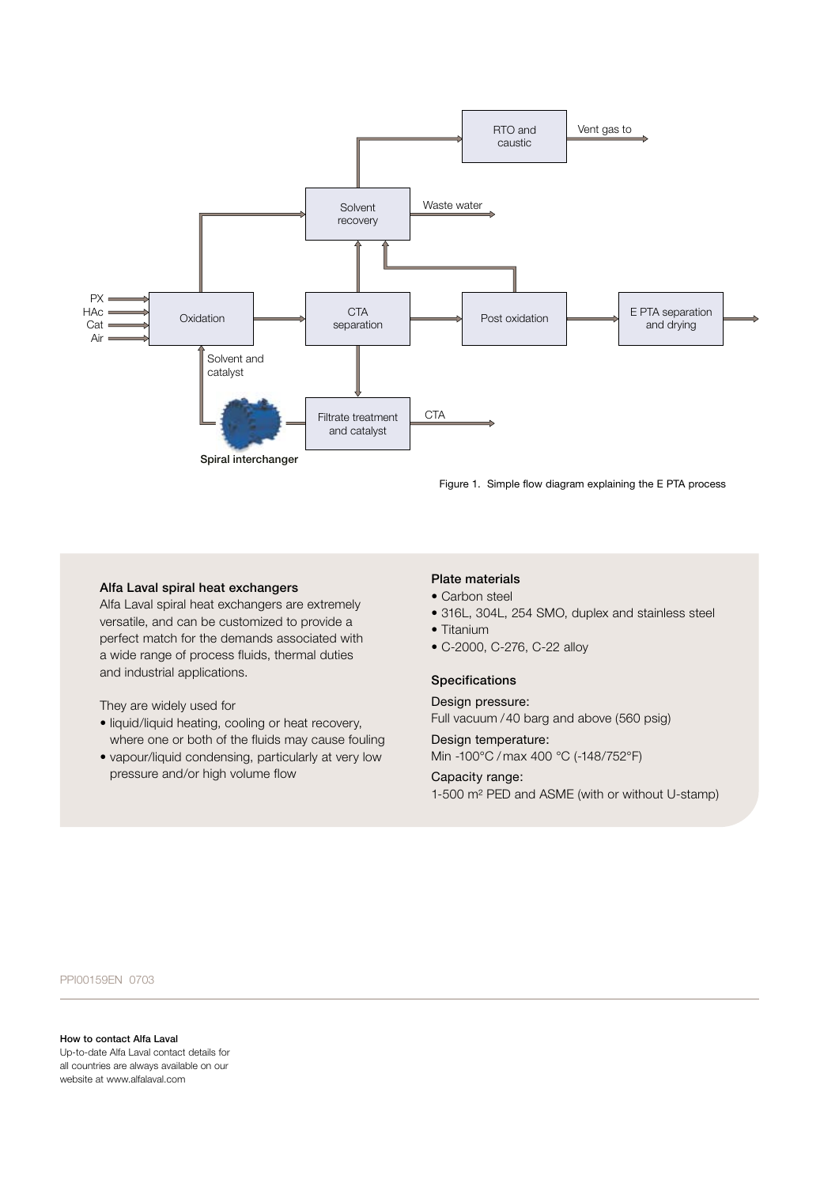PX
HAc
Cat
Air

Oxidation

Solvent recovery

Waste water

RTO and caustic

Vent gas to

CTA separation

Post oxidation

E PTA separation and drying

Solvent and catalyst

Filtrate treatment and catalyst

CTA

Spiral interchanger

Figure 1. Simple flow diagram explaining the E PTA process

### Alfa Laval spiral heat exchangers

Alfa Laval spiral heat exchangers are extremely versatile, and can be customized to provide a perfect match for the demands associated with a wide range of process fluids, thermal duties and industrial applications.

They are widely used for

- liquid/liquid heating, cooling or heat recovery, where one or both of the fluids may cause fouling
- vapour/liquid condensing, particularly at very low pressure and/or high volume flow

### Plate materials

- Carbon steel
- 316L, 304L, 254 SMO, duplex and stainless steel
- Titanium
- C-2000, C-276, C-22 alloy

### Specifications

Design pressure:
Full vacuum / 40 barg and above (560 psig)

Design temperature:
Min -100°C / max 400 °C (-148/752°F)

Capacity range:
1-500 m² PED and ASME (with or without U-stamp)

PPI00159EN 0703

**How to contact Alfa Laval**
Up-to-date Alfa Laval contact details for all countries are always available on our website at www.alfalaval.com